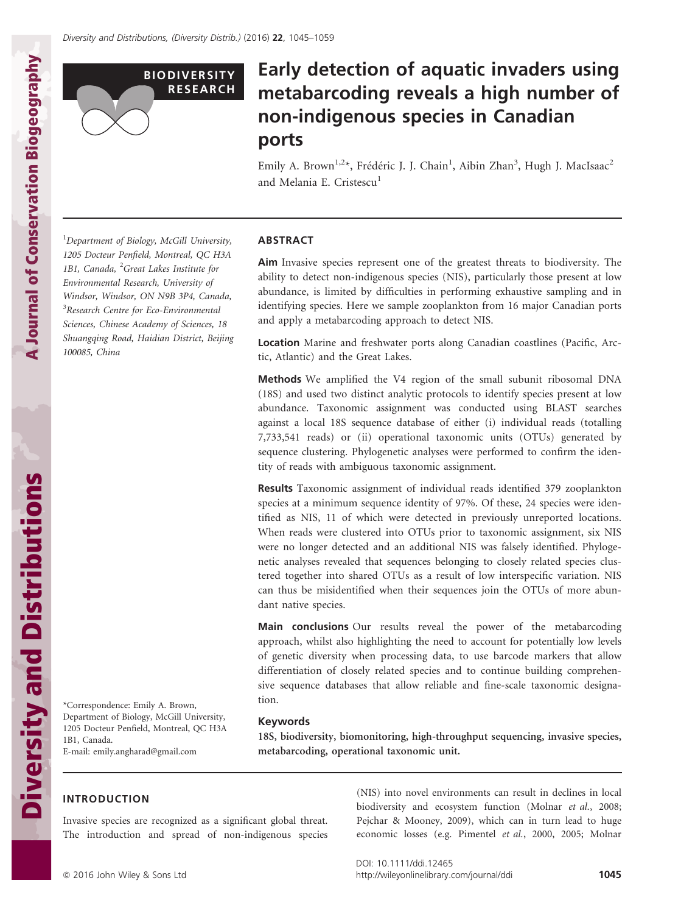BIODIVERSITY RESEARCH

# Early detection of aquatic invaders using metabarcoding reveals a high number of non-indigenous species in Canadian ports

Emily A. Brown[1,2*], Frédéric J. J. Chain[1], Aibin Zhan[3], Hugh J. MacIsaac[2] and Melania E. Cristescu[1]

[1]Department of Biology, McGill University, 1205 Docteur Penfield, Montreal, QC H3A 1B1, Canada, [2]Great Lakes Institute for Environmental Research, University of Windsor, Windsor, ON N9B 3P4, Canada, [3]Research Centre for Eco-Environmental Sciences, Chinese Academy of Sciences, 18 Shuangqing Road, Haidian District, Beijing 100085, China

*Correspondence: Emily A. Brown, Department of Biology, McGill University, 1205 Docteur Penfield, Montreal, QC H3A 1B1, Canada.
E-mail: emily.angharad@gmail.com

## ABSTRACT

**Aim** Invasive species represent one of the greatest threats to biodiversity. The ability to detect non-indigenous species (NIS), particularly those present at low abundance, is limited by difficulties in performing exhaustive sampling and in identifying species. Here we sample zooplankton from 16 major Canadian ports and apply a metabarcoding approach to detect NIS.

**Location** Marine and freshwater ports along Canadian coastlines (Pacific, Arctic, Atlantic) and the Great Lakes.

**Methods** We amplified the V4 region of the small subunit ribosomal DNA (18S) and used two distinct analytic protocols to identify species present at low abundance. Taxonomic assignment was conducted using BLAST searches against a local 18S sequence database of either (i) individual reads (totalling 7,733,541 reads) or (ii) operational taxonomic units (OTUs) generated by sequence clustering. Phylogenetic analyses were performed to confirm the identity of reads with ambiguous taxonomic assignment.

**Results** Taxonomic assignment of individual reads identified 379 zooplankton species at a minimum sequence identity of 97%. Of these, 24 species were identified as NIS, 11 of which were detected in previously unreported locations. When reads were clustered into OTUs prior to taxonomic assignment, six NIS were no longer detected and an additional NIS was falsely identified. Phylogenetic analyses revealed that sequences belonging to closely related species clustered together into shared OTUs as a result of low interspecific variation. NIS can thus be misidentified when their sequences join the OTUs of more abundant native species.

**Main conclusions** Our results reveal the power of the metabarcoding approach, whilst also highlighting the need to account for potentially low levels of genetic diversity when processing data, to use barcode markers that allow differentiation of closely related species and to continue building comprehensive sequence databases that allow reliable and fine-scale taxonomic designation.

### Keywords

**18S, biodiversity, biomonitoring, high-throughput sequencing, invasive species, metabarcoding, operational taxonomic unit.**

## INTRODUCTION

Invasive species are recognized as a significant global threat. The introduction and spread of non-indigenous species (NIS) into novel environments can result in declines in local biodiversity and ecosystem function (Molnar *et al.*, 2008; Pejchar & Mooney, 2009), which can in turn lead to huge economic losses (e.g. Pimentel *et al.*, 2000, 2005; Molnar

DOI: 10.1111/ddi.12465
http://wileyonlinelibrary.com/journal/ddi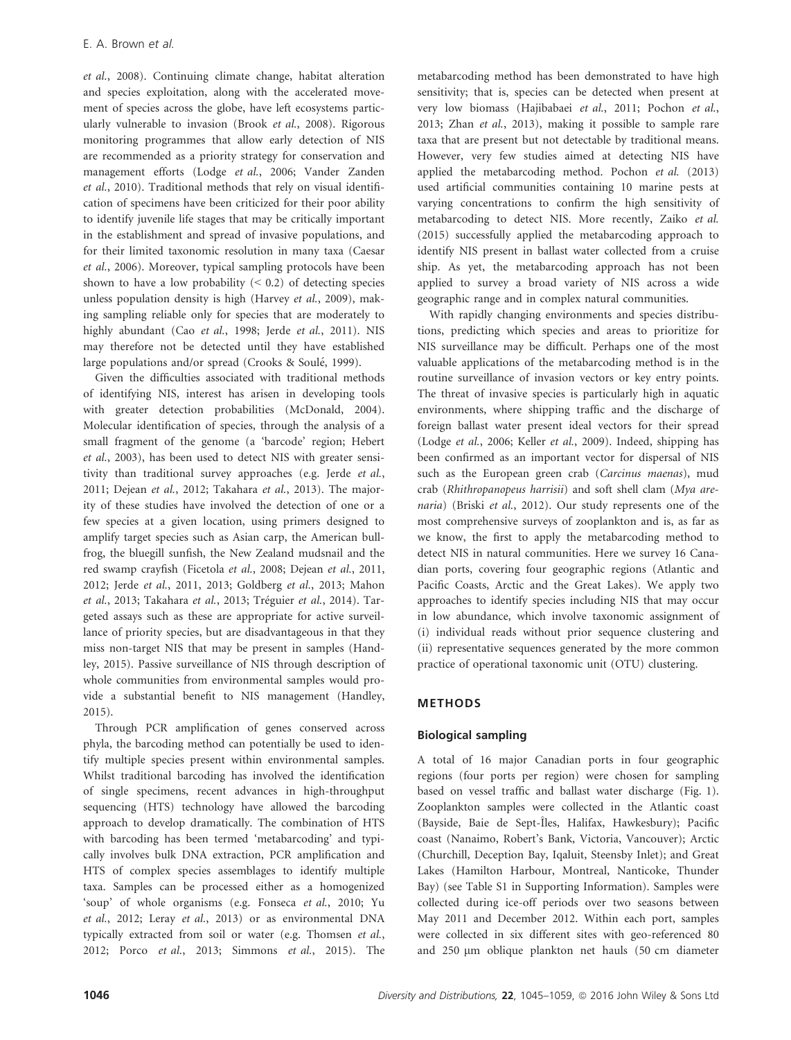*et al.*, 2008). Continuing climate change, habitat alteration and species exploitation, along with the accelerated movement of species across the globe, have left ecosystems particularly vulnerable to invasion (Brook *et al.*, 2008). Rigorous monitoring programmes that allow early detection of NIS are recommended as a priority strategy for conservation and management efforts (Lodge *et al.*, 2006; Vander Zanden *et al.*, 2010). Traditional methods that rely on visual identification of specimens have been criticized for their poor ability to identify juvenile life stages that may be critically important in the establishment and spread of invasive populations, and for their limited taxonomic resolution in many taxa (Caesar *et al.*, 2006). Moreover, typical sampling protocols have been shown to have a low probability (< 0.2) of detecting species unless population density is high (Harvey *et al.*, 2009), making sampling reliable only for species that are moderately to highly abundant (Cao *et al.*, 1998; Jerde *et al.*, 2011). NIS may therefore not be detected until they have established large populations and/or spread (Crooks & Soulé, 1999).

Given the difficulties associated with traditional methods of identifying NIS, interest has arisen in developing tools with greater detection probabilities (McDonald, 2004). Molecular identification of species, through the analysis of a small fragment of the genome (a 'barcode' region; Hebert *et al.*, 2003), has been used to detect NIS with greater sensitivity than traditional survey approaches (e.g. Jerde *et al.*, 2011; Dejean *et al.*, 2012; Takahara *et al.*, 2013). The majority of these studies have involved the detection of one or a few species at a given location, using primers designed to amplify target species such as Asian carp, the American bullfrog, the bluegill sunfish, the New Zealand mudsnail and the red swamp crayfish (Ficetola *et al.*, 2008; Dejean *et al.*, 2011, 2012; Jerde *et al.*, 2011, 2013; Goldberg *et al.*, 2013; Mahon *et al.*, 2013; Takahara *et al.*, 2013; Tréguier *et al.*, 2014). Targeted assays such as these are appropriate for active surveillance of priority species, but are disadvantageous in that they miss non-target NIS that may be present in samples (Handley, 2015). Passive surveillance of NIS through description of whole communities from environmental samples would provide a substantial benefit to NIS management (Handley, 2015).

Through PCR amplification of genes conserved across phyla, the barcoding method can potentially be used to identify multiple species present within environmental samples. Whilst traditional barcoding has involved the identification of single specimens, recent advances in high-throughput sequencing (HTS) technology have allowed the barcoding approach to develop dramatically. The combination of HTS with barcoding has been termed 'metabarcoding' and typically involves bulk DNA extraction, PCR amplification and HTS of complex species assemblages to identify multiple taxa. Samples can be processed either as a homogenized 'soup' of whole organisms (e.g. Fonseca *et al.*, 2010; Yu *et al.*, 2012; Leray *et al.*, 2013) or as environmental DNA typically extracted from soil or water (e.g. Thomsen *et al.*, 2012; Porco *et al.*, 2013; Simmons *et al.*, 2015). The metabarcoding method has been demonstrated to have high sensitivity; that is, species can be detected when present at very low biomass (Hajibabaei *et al.*, 2011; Pochon *et al.*, 2013; Zhan *et al.*, 2013), making it possible to sample rare taxa that are present but not detectable by traditional means. However, very few studies aimed at detecting NIS have applied the metabarcoding method. Pochon *et al.* (2013) used artificial communities containing 10 marine pests at varying concentrations to confirm the high sensitivity of metabarcoding to detect NIS. More recently, Zaiko *et al.* (2015) successfully applied the metabarcoding approach to identify NIS present in ballast water collected from a cruise ship. As yet, the metabarcoding approach has not been applied to survey a broad variety of NIS across a wide geographic range and in complex natural communities.

With rapidly changing environments and species distributions, predicting which species and areas to prioritize for NIS surveillance may be difficult. Perhaps one of the most valuable applications of the metabarcoding method is in the routine surveillance of invasion vectors or key entry points. The threat of invasive species is particularly high in aquatic environments, where shipping traffic and the discharge of foreign ballast water present ideal vectors for their spread (Lodge *et al.*, 2006; Keller *et al.*, 2009). Indeed, shipping has been confirmed as an important vector for dispersal of NIS such as the European green crab (*Carcinus maenas*), mud crab (*Rhithropanopeus harrisii*) and soft shell clam (*Mya arenaria*) (Briski *et al.*, 2012). Our study represents one of the most comprehensive surveys of zooplankton and is, as far as we know, the first to apply the metabarcoding method to detect NIS in natural communities. Here we survey 16 Canadian ports, covering four geographic regions (Atlantic and Pacific Coasts, Arctic and the Great Lakes). We apply two approaches to identify species including NIS that may occur in low abundance, which involve taxonomic assignment of (i) individual reads without prior sequence clustering and (ii) representative sequences generated by the more common practice of operational taxonomic unit (OTU) clustering.

## METHODS

### Biological sampling

A total of 16 major Canadian ports in four geographic regions (four ports per region) were chosen for sampling based on vessel traffic and ballast water discharge (Fig. 1). Zooplankton samples were collected in the Atlantic coast (Bayside, Baie de Sept-Îles, Halifax, Hawkesbury); Pacific coast (Nanaimo, Robert's Bank, Victoria, Vancouver); Arctic (Churchill, Deception Bay, Iqaluit, Steensby Inlet); and Great Lakes (Hamilton Harbour, Montreal, Nanticoke, Thunder Bay) (see Table S1 in Supporting Information). Samples were collected during ice-off periods over two seasons between May 2011 and December 2012. Within each port, samples were collected in six different sites with geo-referenced 80 and 250 μm oblique plankton net hauls (50 cm diameter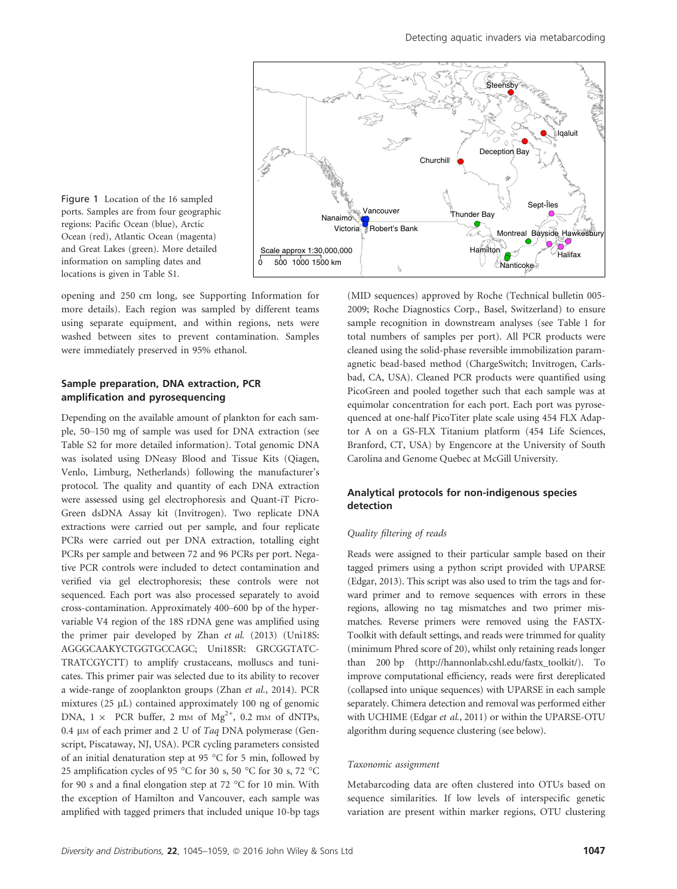Figure 1 Location of the 16 sampled ports. Samples are from four geographic regions: Pacific Ocean (blue), Arctic Ocean (red), Atlantic Ocean (magenta) and Great Lakes (green). More detailed information on sampling dates and locations is given in Table S1.

opening and 250 cm long, see Supporting Information for more details). Each region was sampled by different teams using separate equipment, and within regions, nets were washed between sites to prevent contamination. Samples were immediately preserved in 95% ethanol.

### Sample preparation, DNA extraction, PCR amplification and pyrosequencing

Depending on the available amount of plankton for each sample, 50–150 mg of sample was used for DNA extraction (see Table S2 for more detailed information). Total genomic DNA was isolated using DNeasy Blood and Tissue Kits (Qiagen, Venlo, Limburg, Netherlands) following the manufacturer's protocol. The quality and quantity of each DNA extraction were assessed using gel electrophoresis and Quant-iT Pico-Green dsDNA Assay kit (Invitrogen). Two replicate DNA extractions were carried out per sample, and four replicate PCRs were carried out per DNA extraction, totalling eight PCRs per sample and between 72 and 96 PCRs per port. Negative PCR controls were included to detect contamination and verified via gel electrophoresis; these controls were not sequenced. Each port was also processed separately to avoid cross-contamination. Approximately 400–600 bp of the hypervariable V4 region of the 18S rDNA gene was amplified using the primer pair developed by Zhan *et al.* (2013) (Uni18S: AGGGCAAKYCTGGTGCCAGC; Uni18SR: GRCGGTATCTRATCGYCTT) to amplify crustaceans, molluscs and tunicates. This primer pair was selected due to its ability to recover a wide-range of zooplankton groups (Zhan *et al.*, 2014). PCR mixtures (25 μL) contained approximately 100 ng of genomic DNA, 1 × PCR buffer, 2 mM of $Mg^{2+}$, 0.2 mM of dNTPs, 0.4 μM of each primer and 2 U of *Taq* DNA polymerase (Genscript, Piscataway, NJ, USA). PCR cycling parameters consisted of an initial denaturation step at 95 °C for 5 min, followed by 25 amplification cycles of 95 °C for 30 s, 50 °C for 30 s, 72 °C for 90 s and a final elongation step at 72 °C for 10 min. With the exception of Hamilton and Vancouver, each sample was amplified with tagged primers that included unique 10-bp tags (MID sequences) approved by Roche (Technical bulletin 005-2009; Roche Diagnostics Corp., Basel, Switzerland) to ensure sample recognition in downstream analyses (see Table 1 for total numbers of samples per port). All PCR products were cleaned using the solid-phase reversible immobilization paramagnetic bead-based method (ChargeSwitch; Invitrogen, Carlsbad, CA, USA). Cleaned PCR products were quantified using PicoGreen and pooled together such that each sample was at equimolar concentration for each port. Each port was pyrosequenced at one-half PicoTiter plate scale using 454 FLX Adaptor A on a GS-FLX Titanium platform (454 Life Sciences, Branford, CT, USA) by Engencore at the University of South Carolina and Genome Quebec at McGill University.

### Analytical protocols for non-indigenous species detection

#### *Quality filtering of reads*

Reads were assigned to their particular sample based on their tagged primers using a python script provided with UPARSE (Edgar, 2013). This script was also used to trim the tags and forward primer and to remove sequences with errors in these regions, allowing no tag mismatches and two primer mismatches. Reverse primers were removed using the FASTX-Toolkit with default settings, and reads were trimmed for quality (minimum Phred score of 20), whilst only retaining reads longer than 200 bp (http://hannonlab.cshl.edu/fastx_toolkit/). To improve computational efficiency, reads were first dereplicated (collapsed into unique sequences) with UPARSE in each sample separately. Chimera detection and removal was performed either with UCHIME (Edgar *et al.*, 2011) or within the UPARSE-OTU algorithm during sequence clustering (see below).

#### *Taxonomic assignment*

Metabarcoding data are often clustered into OTUs based on sequence similarities. If low levels of interspecific genetic variation are present within marker regions, OTU clustering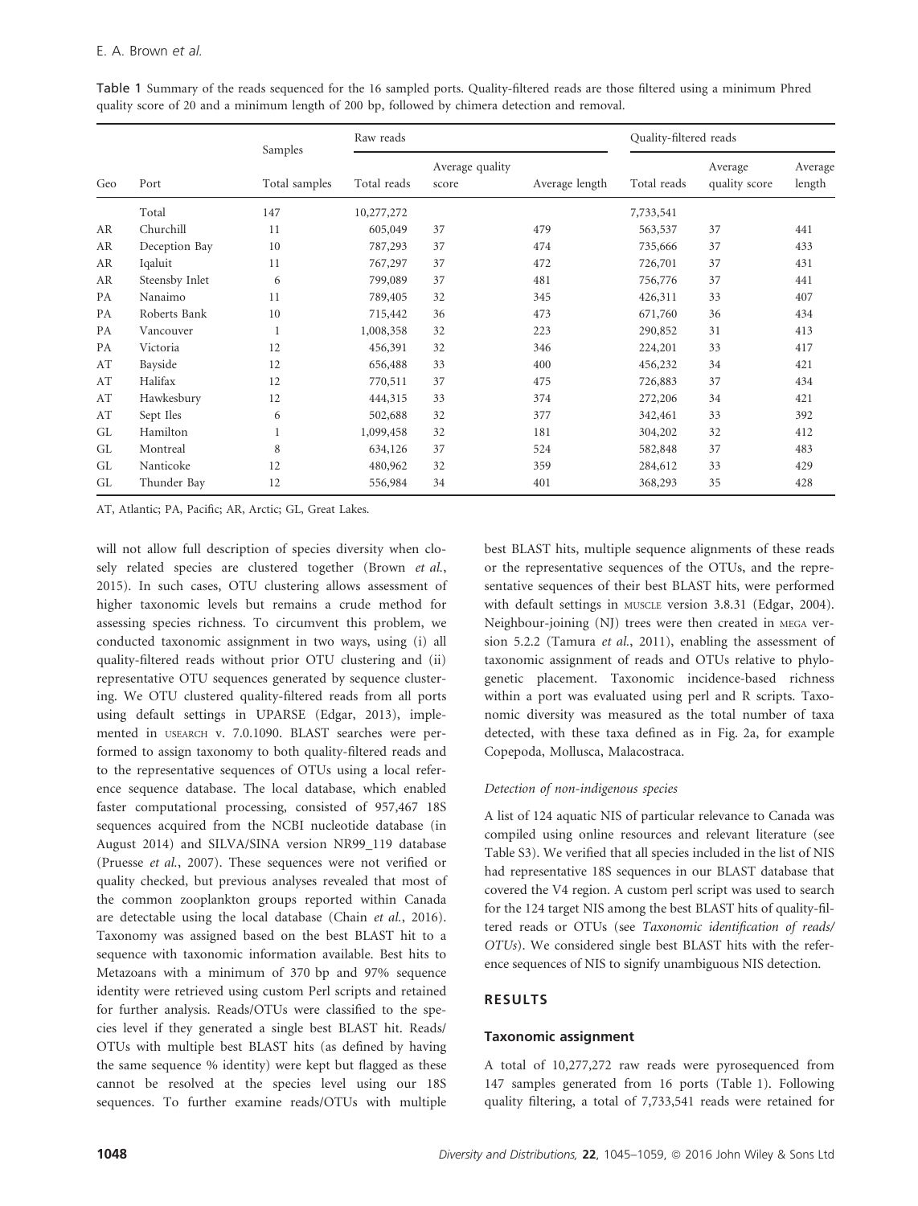Table 1 Summary of the reads sequenced for the 16 sampled ports. Quality-filtered reads are those filtered using a minimum Phred quality score of 20 and a minimum length of 200 bp, followed by chimera detection and removal.

| | | Samples | Raw reads | | | Quality-filtered reads | | |
|---|---|---|---|---|---|---|---|---|
| Geo | Port | Total samples | Total reads | Average quality score | Average length | Total reads | Average quality score | Average length |
| | Total | 147 | 10,277,272 | | | 7,733,541 | | |
| AR | Churchill | 11 | 605,049 | 37 | 479 | 563,537 | 37 | 441 |
| AR | Deception Bay | 10 | 787,293 | 37 | 474 | 735,666 | 37 | 433 |
| AR | Iqaluit | 11 | 767,297 | 37 | 472 | 726,701 | 37 | 431 |
| AR | Steensby Inlet | 6 | 799,089 | 37 | 481 | 756,776 | 37 | 441 |
| PA | Nanaimo | 11 | 789,405 | 32 | 345 | 426,311 | 33 | 407 |
| PA | Roberts Bank | 10 | 715,442 | 36 | 473 | 671,760 | 36 | 434 |
| PA | Vancouver | 1 | 1,008,358 | 32 | 223 | 290,852 | 31 | 413 |
| PA | Victoria | 12 | 456,391 | 32 | 346 | 224,201 | 33 | 417 |
| AT | Bayside | 12 | 656,488 | 33 | 400 | 456,232 | 34 | 421 |
| AT | Halifax | 12 | 770,511 | 37 | 475 | 726,883 | 37 | 434 |
| AT | Hawkesbury | 12 | 444,315 | 33 | 374 | 272,206 | 34 | 421 |
| AT | Sept Iles | 6 | 502,688 | 32 | 377 | 342,461 | 33 | 392 |
| GL | Hamilton | 1 | 1,099,458 | 32 | 181 | 304,202 | 32 | 412 |
| GL | Montreal | 8 | 634,126 | 37 | 524 | 582,848 | 37 | 483 |
| GL | Nanticoke | 12 | 480,962 | 32 | 359 | 284,612 | 33 | 429 |
| GL | Thunder Bay | 12 | 556,984 | 34 | 401 | 368,293 | 35 | 428 |

AT, Atlantic; PA, Pacific; AR, Arctic; GL, Great Lakes.

will not allow full description of species diversity when closely related species are clustered together (Brown *et al.*, 2015). In such cases, OTU clustering allows assessment of higher taxonomic levels but remains a crude method for assessing species richness. To circumvent this problem, we conducted taxonomic assignment in two ways, using (i) all quality-filtered reads without prior OTU clustering and (ii) representative OTU sequences generated by sequence clustering. We OTU clustered quality-filtered reads from all ports using default settings in UPARSE (Edgar, 2013), implemented in USEARCH v. 7.0.1090. BLAST searches were performed to assign taxonomy to both quality-filtered reads and to the representative sequences of OTUs using a local reference sequence database. The local database, which enabled faster computational processing, consisted of 957,467 18S sequences acquired from the NCBI nucleotide database (in August 2014) and SILVA/SINA version NR99_119 database (Pruesse *et al.*, 2007). These sequences were not verified or quality checked, but previous analyses revealed that most of the common zooplankton groups reported within Canada are detectable using the local database (Chain *et al.*, 2016). Taxonomy was assigned based on the best BLAST hit to a sequence with taxonomic information available. Best hits to Metazoans with a minimum of 370 bp and 97% sequence identity were retrieved using custom Perl scripts and retained for further analysis. Reads/OTUs were classified to the species level if they generated a single best BLAST hit. Reads/OTUs with multiple best BLAST hits (as defined by having the same sequence % identity) were kept but flagged as these cannot be resolved at the species level using our 18S sequences. To further examine reads/OTUs with multiple best BLAST hits, multiple sequence alignments of these reads or the representative sequences of the OTUs, and the representative sequences of their best BLAST hits, were performed with default settings in MUSCLE version 3.8.31 (Edgar, 2004). Neighbour-joining (NJ) trees were then created in MEGA version 5.2.2 (Tamura *et al.*, 2011), enabling the assessment of taxonomic assignment of reads and OTUs relative to phylogenetic placement. Taxonomic incidence-based richness within a port was evaluated using perl and R scripts. Taxonomic diversity was measured as the total number of taxa detected, with these taxa defined as in Fig. 2a, for example Copepoda, Mollusca, Malacostraca.

#### Detection of non-indigenous species

A list of 124 aquatic NIS of particular relevance to Canada was compiled using online resources and relevant literature (see Table S3). We verified that all species included in the list of NIS had representative 18S sequences in our BLAST database that covered the V4 region. A custom perl script was used to search for the 124 target NIS among the best BLAST hits of quality-filtered reads or OTUs (see *Taxonomic identification of reads/OTUs*). We considered single best BLAST hits with the reference sequences of NIS to signify unambiguous NIS detection.

## RESULTS

### Taxonomic assignment

A total of 10,277,272 raw reads were pyrosequenced from 147 samples generated from 16 ports (Table 1). Following quality filtering, a total of 7,733,541 reads were retained for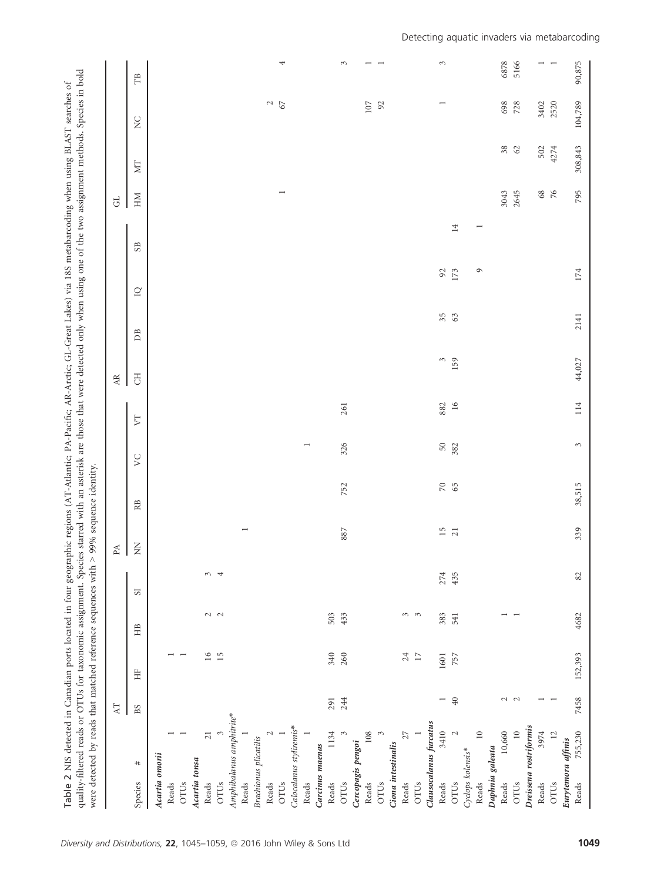**Table 2** NIS detected in Canadian ports located in four geographic regions (AT-Atlantic; PA-Pacific; AR-Arctic; GL-Great Lakes) via 18S metabarcoding when using BLAST searches of quality-filtered reads or OTUs for taxonomic assignment. Species starred with an asterisk are those that were detected only when using one of the two assignment methods. Species in bold were detected by reads that matched reference sequences with > 99% sequence identity.

| | | AT | | | | PA | | | | AR | | | | GL | | | |
|---|---|---|---|---|---|---|---|---|---|---|---|---|---|---|---|---|---|
| Species | # | BS | HF | HB | SI | NN | RB | VC | VT | CH | DB | IQ | SB | HM | MT | NC | TB |
| ***Acartia omorii*** | | | | | | | | | | | | | | | | | |
| Reads | 1 | | 1 | | | | | | | | | | | | | | |
| OTUs | 1 | | 1 | | | | | | | | | | | | | | |
| ***Acartia tonsa*** | | | | | | | | | | | | | | | | | |
| Reads | 21 | | 16 | 2 | 3 | | | | | | | | | | | | |
| OTUs | 3 | | 15 | 2 | 4 | | | | | | | | | | | | |
| *Amphibalanus amphitrite** | | | | | | | | | | | | | | | | | |
| Reads | 1 | | | | | 1 | | | | | | | | | | | |
| *Brachionus plicatilis* | | | | | | | | | | | | | | | | | |
| Reads | 2 | | | | | | | | | | | | | | | 2 | |
| OTUs | 1 | | | | | | | | | | | | | 1 | | 67 | 4 |
| *Calocalanus styliremis** | | | | | | | | | | | | | | | | | |
| Reads | 1 | | | | | | | 1 | | | | | | | | | |
| ***Carcinus maenas*** | | | | | | | | | | | | | | | | | |
| Reads | 1134 | 291 | 340 | 503 | | | | | | | | | | | | | |
| OTUs | 3 | 244 | 260 | 433 | | 887 | 752 | 326 | 261 | | | | | | | | |
| ***Cercopagis pengoi*** | | | | | | | | | | | | | | | | | |
| Reads | 108 | | | | | | | | | | | | | | | 107 | 1 |
| OTUs | 3 | | | | | | | | | | | | | | | 92 | 1 |
| ***Ciona intestinalis*** | | | | | | | | | | | | | | | | | |
| Reads | 27 | | 24 | 3 | | | | | | | | | | | | | |
| OTUs | 1 | | 17 | 3 | | | | | | | | | | | | | |
| ***Clausocalanus furcatus*** | | | | | | | | | | | | | | | | | |
| Reads | 3410 | 1 | 1601 | 383 | 274 | 15 | 70 | 50 | 882 | 3 | 35 | 92 | | | | 1 | 3 |
| OTUs | 2 | 40 | 757 | 541 | 435 | 21 | 65 | 382 | 16 | 159 | 63 | 173 | 14 | | | | |
| *Cyclops kolensis** | | | | | | | | | | | | | | | | | |
| Reads | 10 | | | | | | | | | | | 9 | 1 | | | | |
| ***Daphnia galeata*** | | | | | | | | | | | | | | | | | |
| Reads | 10,660 | 2 | | 1 | | | | | | | | | | 3043 | 38 | 698 | 6878 |
| OTUs | 10 | 2 | | 1 | | | | | | | | | | 2645 | 62 | 728 | 5166 |
| ***Dreissena rostriformis*** | | | | | | | | | | | | | | | | | |
| Reads | 3974 | 1 | | | | | | | | | | | | 68 | 502 | 3402 | 1 |
| OTUs | 12 | 1 | | | | | | | | | | | | 76 | 4274 | 2520 | 1 |
| ***Eurytemora affinis*** | | | | | | | | | | | | | | | | | |
| Reads | 755,230 | 7458 | 152,393 | 4682 | 82 | 339 | 38,515 | 3 | 114 | 44,027 | 2141 | 174 | | 795 | 308,843 | 104,789 | 90,875 |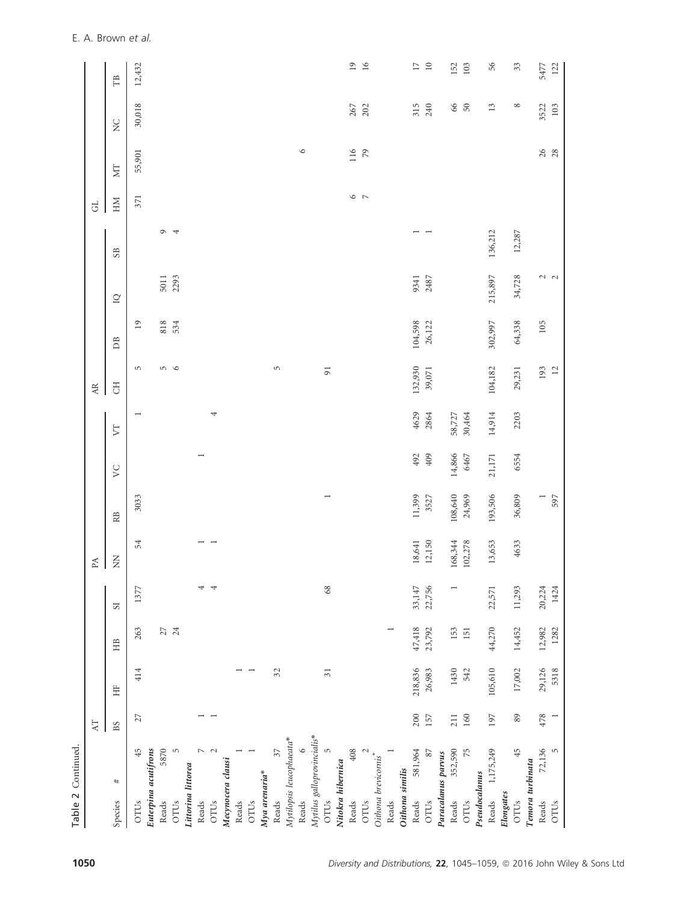Table 2 Continued.

| Species | # | AT | | | | PA | | | | AR | | | | GL | | | |
|---|---|---|---|---|---|---|---|---|---|---|---|---|---|---|---|---|---|
| | | BS | HF | HB | SI | NN | RB | VC | VT | CH | DB | IQ | SB | HM | MT | NC | TB |
| OTUs | 45 | 27 | 414 | 263 | 1377 | 54 | 3033 | | 1 | 5 | 19 | | | 371 | 55,901 | 30,018 | 12,432 |
| ***Euterpina acutifrons*** | | | | | | | | | | | | | | | | | |
| Reads | 5870 | | | 27 | | | | | | 5 | 818 | 5011 | 9 | | | | |
| OTUs | 5 | | | 24 | | | | | | 6 | 534 | 2293 | 4 | | | | |
| ***Littorina littorea*** | | | | | | | | | | | | | | | | | |
| Reads | 7 | 1 | | | 4 | 1 | | 1 | | | | | | | | | |
| OTUs | 2 | 1 | | | 4 | 1 | | | 4 | | | | | | | | |
| ***Mecynocera clausi*** | | | | | | | | | | | | | | | | | |
| Reads | 1 | | 1 | | | | | | | | | | | | | | |
| OTUs | 1 | | 1 | | | | | | | | | | | | | | |
| ***Mya arenaria**** | | | | | | | | | | | | | | | | | |
| Reads | 37 | | 32 | | | | | | | 5 | | | | | | | |
| ***Mytilopsis leucophaeata**** | | | | | | | | | | | | | | | | | |
| Reads | 6 | | | | | | | | | | | | | | 6 | | |
| ***Mytilus galloprovincialis**** | | | | | | | | | | | | | | | | | |
| OTUs | 5 | | 31 | | 68 | | 1 | | | 91 | | | | | | | |
| ***Nitokra hibernica*** | | | | | | | | | | | | | | | | | |
| Reads | 408 | | | | | | | | | | | | | 6 | 116 | 267 | 19 |
| OTUs | 2 | | | | | | | | | | | | | 7 | 79 | 202 | 16 |
| ***Oithona brevicornis**** | | | | | | | | | | | | | | | | | |
| Reads | 1 | | | 1 | | | | | | | | | | | | | |
| ***Oithona similis*** | | | | | | | | | | | | | | | | | |
| Reads | 581,964 | 200 | 218,836 | 47,418 | 33,147 | 18,641 | 11,399 | 492 | 4629 | 132,930 | 104,598 | 9341 | 1 | | | 315 | 17 |
| OTUs | 87 | 157 | 26,983 | 23,792 | 22,756 | 12,150 | 3527 | 409 | 2864 | 39,071 | 26,122 | 2487 | 1 | | | 240 | 10 |
| ***Paracalanus parvus*** | | | | | | | | | | | | | | | | | |
| Reads | 352,590 | 211 | 1430 | 153 | 1 | 168,344 | 108,640 | 14,866 | 58,727 | | | | | | | 66 | 152 |
| OTUs | 75 | 160 | 542 | 151 | | 102,278 | 24,969 | 6467 | 30,464 | | | | | | | 50 | 103 |
| ***Pseudocalanus*** | | | | | | | | | | | | | | | | | |
| Reads | 1,175,249 | 197 | 105,610 | 44,270 | 22,571 | 13,653 | 193,506 | 21,171 | 14,914 | 104,182 | 302,997 | 215,897 | 136,212 | | | 13 | 56 |
| ***Elongates*** | | | | | | | | | | | | | | | | | |
| OTUs | 45 | 89 | 17,002 | 14,452 | 11,293 | 4633 | 36,809 | 6554 | 2203 | 29,231 | 64,338 | 34,728 | 12,287 | | | 8 | 33 |
| ***Temora turbinata*** | | | | | | | | | | | | | | | | | |
| Reads | 72,136 | 478 | 29,126 | 12,982 | 20,224 | | 1 | | | 193 | 105 | 2 | | | 26 | 3522 | 5477 |
| OTUs | 5 | 1 | 5318 | 1282 | 1424 | | 597 | | | 12 | | 2 | | | 28 | 103 | 122 |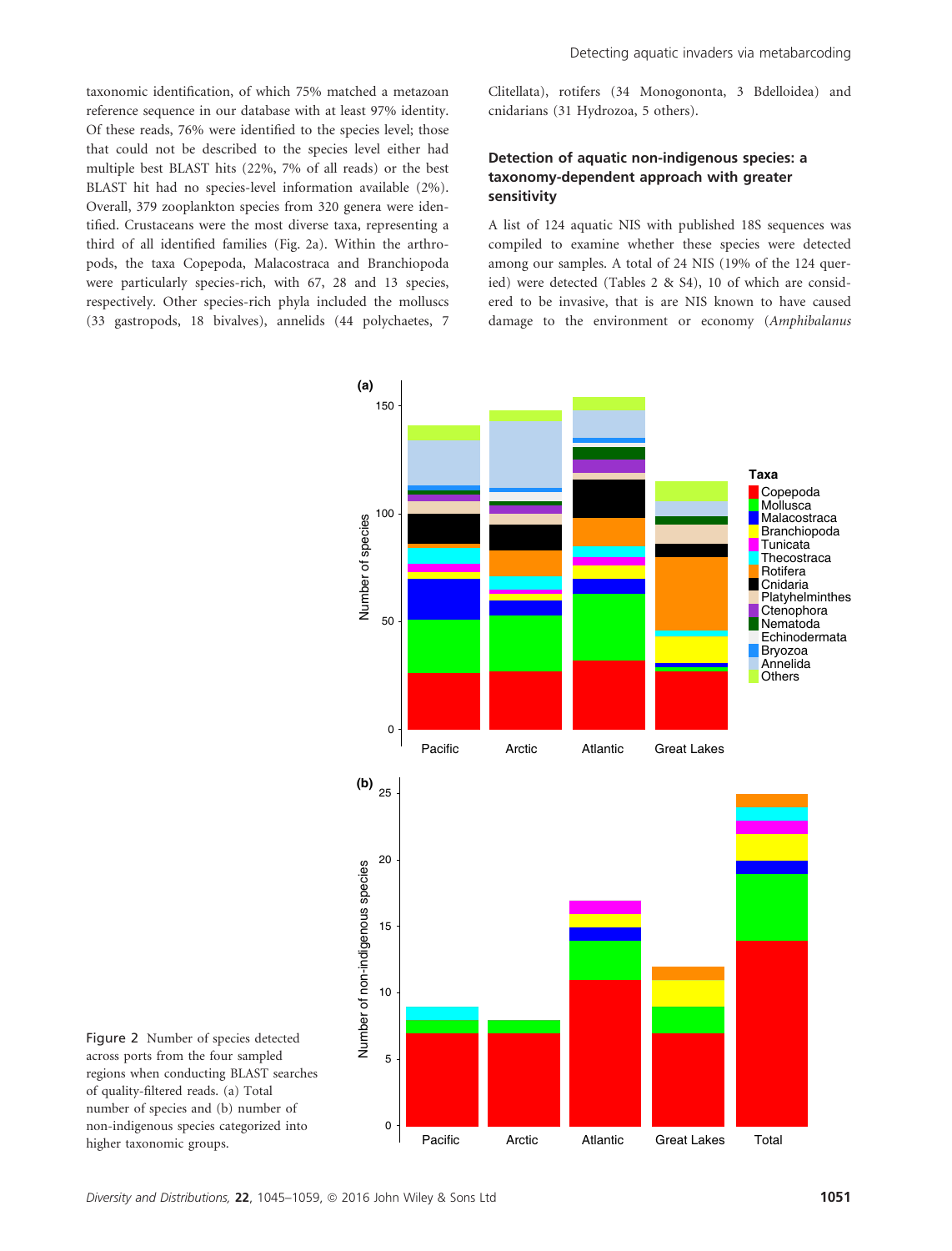taxonomic identification, of which 75% matched a metazoan reference sequence in our database with at least 97% identity. Of these reads, 76% were identified to the species level; those that could not be described to the species level either had multiple best BLAST hits (22%, 7% of all reads) or the best BLAST hit had no species-level information available (2%). Overall, 379 zooplankton species from 320 genera were identified. Crustaceans were the most diverse taxa, representing a third of all identified families (Fig. 2a). Within the arthropods, the taxa Copepoda, Malacostraca and Branchiopoda were particularly species-rich, with 67, 28 and 13 species, respectively. Other species-rich phyla included the molluscs (33 gastropods, 18 bivalves), annelids (44 polychaetes, 7 Clitellata), rotifers (34 Monogononta, 3 Bdelloidea) and cnidarians (31 Hydrozoa, 5 others).

### Detection of aquatic non-indigenous species: a taxonomy-dependent approach with greater sensitivity

A list of 124 aquatic NIS with published 18S sequences was compiled to examine whether these species were detected among our samples. A total of 24 NIS (19% of the 124 queried) were detected (Tables 2 & S4), 10 of which are considered to be invasive, that is are NIS known to have caused damage to the environment or economy (*Amphibalanus*

Figure 2 Number of species detected across ports from the four sampled regions when conducting BLAST searches of quality-filtered reads. (a) Total number of species and (b) number of non-indigenous species categorized into higher taxonomic groups.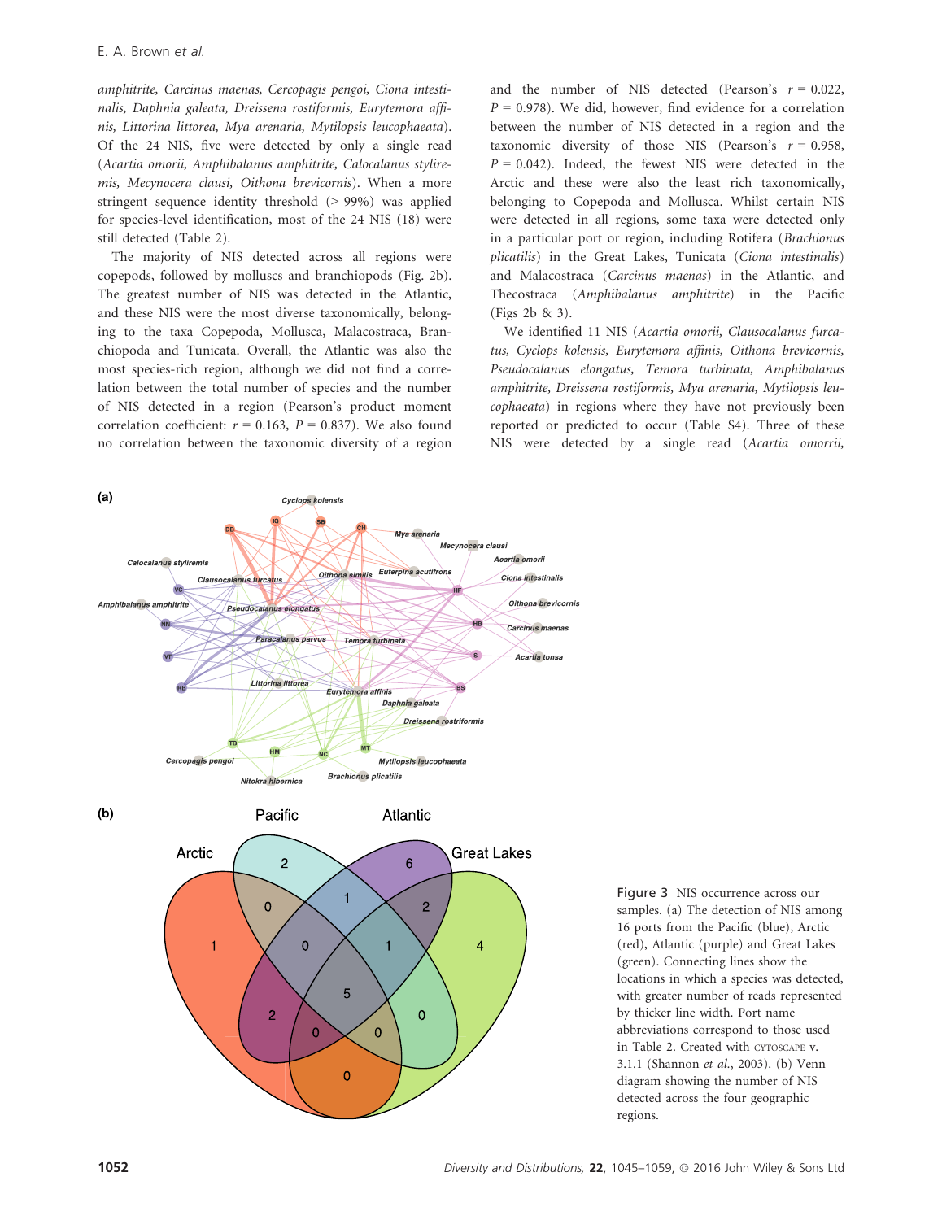*amphitrite, Carcinus maenas, Cercopagis pengoi, Ciona intestinalis, Daphnia galeata, Dreissena rostiformis, Eurytemora affinis, Littorina littorea, Mya arenaria, Mytilopsis leucophaeata*). Of the 24 NIS, five were detected by only a single read (*Acartia omorii, Amphibalanus amphitrite, Calocalanus styliremis, Mecynocera clausi, Oithona brevicornis*). When a more stringent sequence identity threshold (> 99%) was applied for species-level identification, most of the 24 NIS (18) were still detected (Table 2).

The majority of NIS detected across all regions were copepods, followed by molluscs and branchiopods (Fig. 2b). The greatest number of NIS was detected in the Atlantic, and these NIS were the most diverse taxonomically, belonging to the taxa Copepoda, Mollusca, Malacostraca, Branchiopoda and Tunicata. Overall, the Atlantic was also the most species-rich region, although we did not find a correlation between the total number of species and the number of NIS detected in a region (Pearson's product moment correlation coefficient: $r = 0.163$, $P = 0.837$). We also found no correlation between the taxonomic diversity of a region and the number of NIS detected (Pearson's $r = 0.022$, $P = 0.978$). We did, however, find evidence for a correlation between the number of NIS detected in a region and the taxonomic diversity of those NIS (Pearson's $r = 0.958$, $P = 0.042$). Indeed, the fewest NIS were detected in the Arctic and these were also the least rich taxonomically, belonging to Copepoda and Mollusca. Whilst certain NIS were detected in all regions, some taxa were detected only in a particular port or region, including Rotifera (*Brachionus plicatilis*) in the Great Lakes, Tunicata (*Ciona intestinalis*) and Malacostraca (*Carcinus maenas*) in the Atlantic, and Thecostraca (*Amphibalanus amphitrite*) in the Pacific (Figs 2b & 3).

We identified 11 NIS (*Acartia omorii, Clausocalanus furcatus, Cyclops kolensis, Eurytemora affinis, Oithona brevicornis, Pseudocalanus elongatus, Temora turbinata, Amphibalanus amphitrite, Dreissena rostiformis, Mya arenaria, Mytilopsis leucophaeata*) in regions where they have not previously been reported or predicted to occur (Table S4). Three of these NIS were detected by a single read (*Acartia omorii,*

Figure 3 NIS occurrence across our samples. (a) The detection of NIS among 16 ports from the Pacific (blue), Arctic (red), Atlantic (purple) and Great Lakes (green). Connecting lines show the locations in which a species was detected, with greater number of reads represented by thicker line width. Port name abbreviations correspond to those used in Table 2. Created with CYTOSCAPE v. 3.1.1 (Shannon *et al.*, 2003). (b) Venn diagram showing the number of NIS detected across the four geographic regions.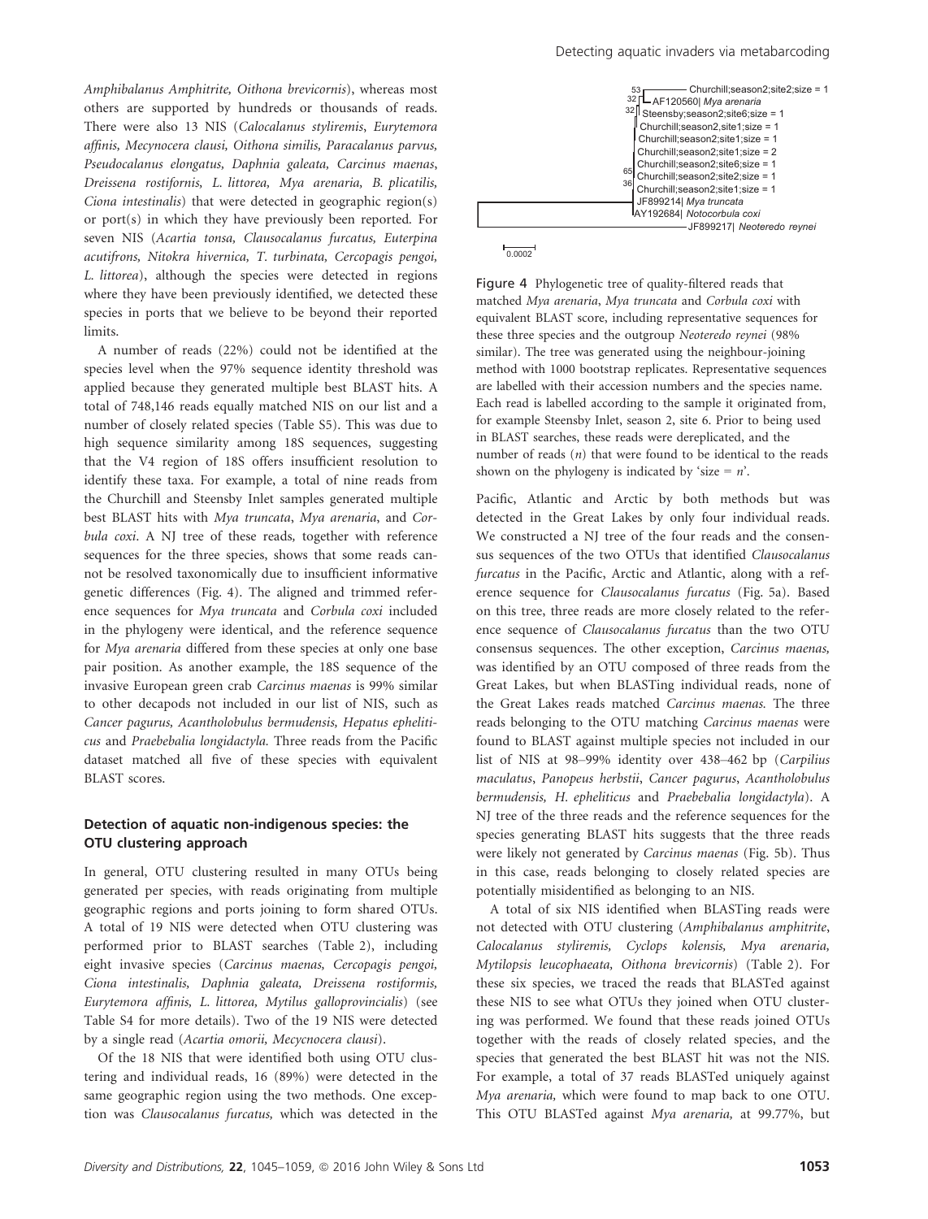*Amphibalanus Amphitrite, Oithona brevicornis*), whereas most others are supported by hundreds or thousands of reads. There were also 13 NIS (*Calocalanus styliremis*, *Eurytemora affinis, Mecynocera clausi, Oithona similis, Paracalanus parvus, Pseudocalanus elongatus, Daphnia galeata, Carcinus maenas, Dreissena rostifornis, L. littorea, Mya arenaria, B. plicatilis, Ciona intestinalis*) that were detected in geographic region(s) or port(s) in which they have previously been reported. For seven NIS (*Acartia tonsa, Clausocalanus furcatus, Euterpina acutifrons, Nitokra hivernica, T. turbinata, Cercopagis pengoi, L. littorea*), although the species were detected in regions where they have been previously identified, we detected these species in ports that we believe to be beyond their reported limits.

A number of reads (22%) could not be identified at the species level when the 97% sequence identity threshold was applied because they generated multiple best BLAST hits. A total of 748,146 reads equally matched NIS on our list and a number of closely related species (Table S5). This was due to high sequence similarity among 18S sequences, suggesting that the V4 region of 18S offers insufficient resolution to identify these taxa. For example, a total of nine reads from the Churchill and Steensby Inlet samples generated multiple best BLAST hits with *Mya truncata*, *Mya arenaria*, and *Corbula coxi*. A NJ tree of these reads, together with reference sequences for the three species, shows that some reads cannot be resolved taxonomically due to insufficient informative genetic differences (Fig. 4). The aligned and trimmed reference sequences for *Mya truncata* and *Corbula coxi* included in the phylogeny were identical, and the reference sequence for *Mya arenaria* differed from these species at only one base pair position. As another example, the 18S sequence of the invasive European green crab *Carcinus maenas* is 99% similar to other decapods not included in our list of NIS, such as *Cancer pagurus, Acantholobulus bermudensis, Hepatus epheliticus* and *Praebebalia longidactyla.* Three reads from the Pacific dataset matched all five of these species with equivalent BLAST scores.

### Detection of aquatic non-indigenous species: the OTU clustering approach

In general, OTU clustering resulted in many OTUs being generated per species, with reads originating from multiple geographic regions and ports joining to form shared OTUs. A total of 19 NIS were detected when OTU clustering was performed prior to BLAST searches (Table 2), including eight invasive species (*Carcinus maenas, Cercopagis pengoi, Ciona intestinalis, Daphnia galeata, Dreissena rostiformis, Eurytemora affinis, L. littorea, Mytilus galloprovincialis*) (see Table S4 for more details). Two of the 19 NIS were detected by a single read (*Acartia omorii, Mecycnocera clausi*).

Of the 18 NIS that were identified both using OTU clustering and individual reads, 16 (89%) were detected in the same geographic region using the two methods. One exception was *Clausocalanus furcatus,* which was detected in the Pacific, Atlantic and Arctic by both methods but was detected in the Great Lakes by only four individual reads. We constructed a NJ tree of the four reads and the consensus sequences of the two OTUs that identified *Clausocalanus furcatus* in the Pacific, Arctic and Atlantic, along with a reference sequence for *Clausocalanus furcatus* (Fig. 5a). Based on this tree, three reads are more closely related to the reference sequence of *Clausocalanus furcatus* than the two OTU consensus sequences. The other exception, *Carcinus maenas,* was identified by an OTU composed of three reads from the Great Lakes, but when BLASTing individual reads, none of the Great Lakes reads matched *Carcinus maenas.* The three reads belonging to the OTU matching *Carcinus maenas* were found to BLAST against multiple species not included in our list of NIS at 98–99% identity over 438–462 bp (*Carpilius maculatus*, *Panopeus herbstii*, *Cancer pagurus*, *Acantholobulus bermudensis*, *H. epheliticus* and *Praebebalia longidactyla*). A NJ tree of the three reads and the reference sequences for the species generating BLAST hits suggests that the three reads were likely not generated by *Carcinus maenas* (Fig. 5b). Thus in this case, reads belonging to closely related species are potentially misidentified as belonging to an NIS.

A total of six NIS identified when BLASTing reads were not detected with OTU clustering (*Amphibalanus amphitrite*, *Calocalanus styliremis*, *Cyclops kolensis*, *Mya arenaria*, *Mytilopsis leucophaeata*, *Oithona brevicornis*) (Table 2). For these six species, we traced the reads that BLASTed against these NIS to see what OTUs they joined when OTU clustering was performed. We found that these reads joined OTUs together with the reads of closely related species, and the species that generated the best BLAST hit was not the NIS. For example, a total of 37 reads BLASTed uniquely against *Mya arenaria*, which were found to map back to one OTU. This OTU BLASTed against *Mya arenaria,* at 99.77%, but

Figure 4 Phylogenetic tree of quality-filtered reads that matched *Mya arenaria*, *Mya truncata* and *Corbula coxi* with equivalent BLAST score, including representative sequences for these three species and the outgroup *Neoteredo reynei* (98% similar). The tree was generated using the neighbour-joining method with 1000 bootstrap replicates. Representative sequences are labelled with their accession numbers and the species name. Each read is labelled according to the sample it originated from, for example Steensby Inlet, season 2, site 6. Prior to being used in BLAST searches, these reads were dereplicated, and the number of reads ($n$) that were found to be identical to the reads shown on the phylogeny is indicated by 'size = $n$'.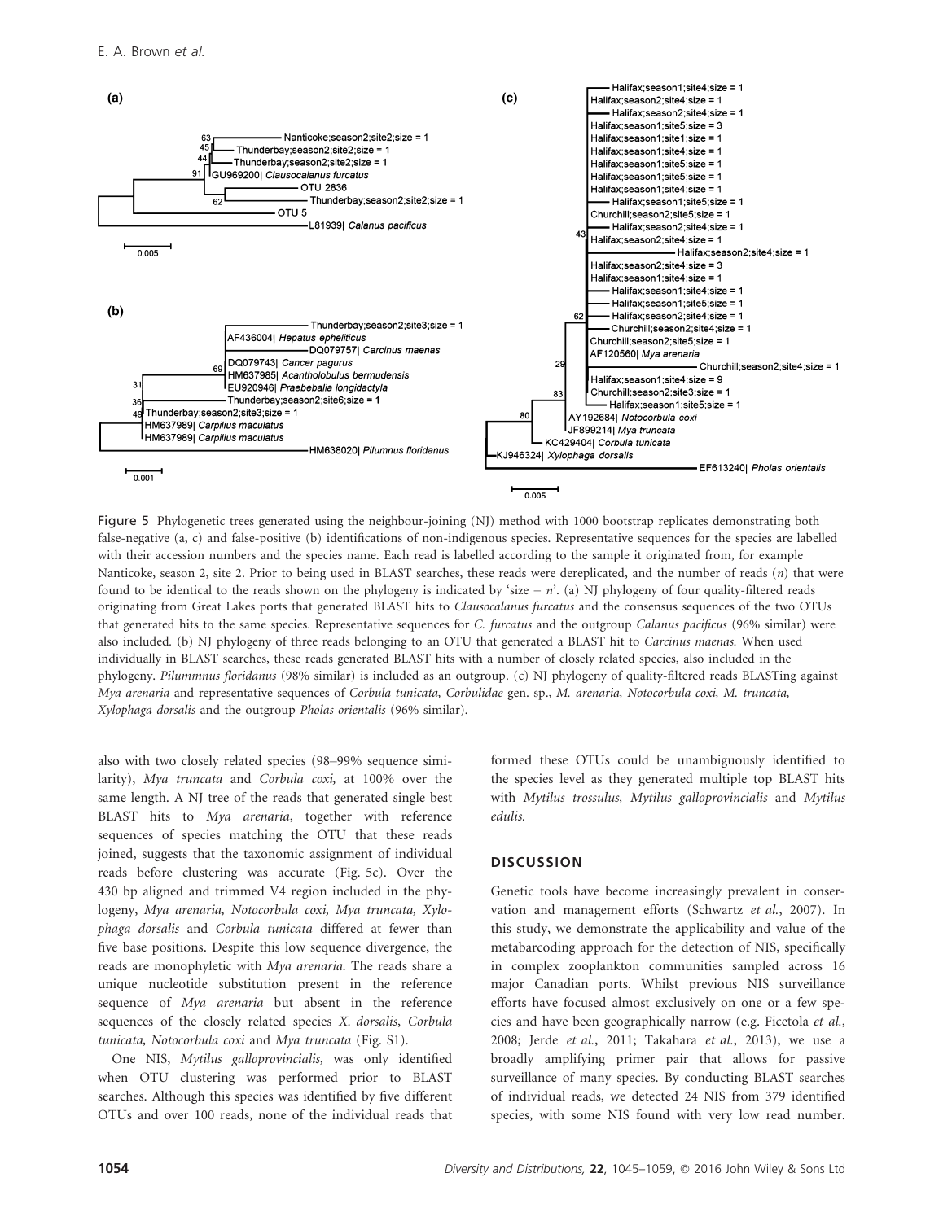Figure 5 Phylogenetic trees generated using the neighbour-joining (NJ) method with 1000 bootstrap replicates demonstrating both false-negative (a, c) and false-positive (b) identifications of non-indigenous species. Representative sequences for the species are labelled with their accession numbers and the species name. Each read is labelled according to the sample it originated from, for example Nanticoke, season 2, site 2. Prior to being used in BLAST searches, these reads were dereplicated, and the number of reads ($n$) that were found to be identical to the reads shown on the phylogeny is indicated by 'size = $n$'. (a) NJ phylogeny of four quality-filtered reads originating from Great Lakes ports that generated BLAST hits to *Clausocalanus furcatus* and the consensus sequences of the two OTUs that generated hits to the same species. Representative sequences for *C. furcatus* and the outgroup *Calanus pacificus* (96% similar) were also included. (b) NJ phylogeny of three reads belonging to an OTU that generated a BLAST hit to *Carcinus maenas*. When used individually in BLAST searches, these reads generated BLAST hits with a number of closely related species, also included in the phylogeny. *Pilummnus floridanus* (98% similar) is included as an outgroup. (c) NJ phylogeny of quality-filtered reads BLASTing against *Mya arenaria* and representative sequences of *Corbula tunicata, Corbulidae* gen. sp., *M. arenaria, Notocorbula coxi, M. truncata, Xylophaga dorsalis* and the outgroup *Pholas orientalis* (96% similar).

also with two closely related species (98–99% sequence similarity), *Mya truncata* and *Corbula coxi*, at 100% over the same length. A NJ tree of the reads that generated single best BLAST hits to *Mya arenaria*, together with reference sequences of species matching the OTU that these reads joined, suggests that the taxonomic assignment of individual reads before clustering was accurate (Fig. 5c). Over the 430 bp aligned and trimmed V4 region included in the phylogeny, *Mya arenaria, Notocorbula coxi, Mya truncata, Xylophaga dorsalis* and *Corbula tunicata* differed at fewer than five base positions. Despite this low sequence divergence, the reads are monophyletic with *Mya arenaria*. The reads share a unique nucleotide substitution present in the reference sequence of *Mya arenaria* but absent in the reference sequences of the closely related species *X. dorsalis, Corbula tunicata, Notocorbula coxi* and *Mya truncata* (Fig. S1).

One NIS, *Mytilus galloprovincialis*, was only identified when OTU clustering was performed prior to BLAST searches. Although this species was identified by five different OTUs and over 100 reads, none of the individual reads that formed these OTUs could be unambiguously identified to the species level as they generated multiple top BLAST hits with *Mytilus trossulus, Mytilus galloprovincialis* and *Mytilus edulis*.

## DISCUSSION

Genetic tools have become increasingly prevalent in conservation and management efforts (Schwartz *et al.*, 2007). In this study, we demonstrate the applicability and value of the metabarcoding approach for the detection of NIS, specifically in complex zooplankton communities sampled across 16 major Canadian ports. Whilst previous NIS surveillance efforts have focused almost exclusively on one or a few species and have been geographically narrow (e.g. Ficetola *et al.*, 2008; Jerde *et al.*, 2011; Takahara *et al.*, 2013), we use a broadly amplifying primer pair that allows for passive surveillance of many species. By conducting BLAST searches of individual reads, we detected 24 NIS from 379 identified species, with some NIS found with very low read number.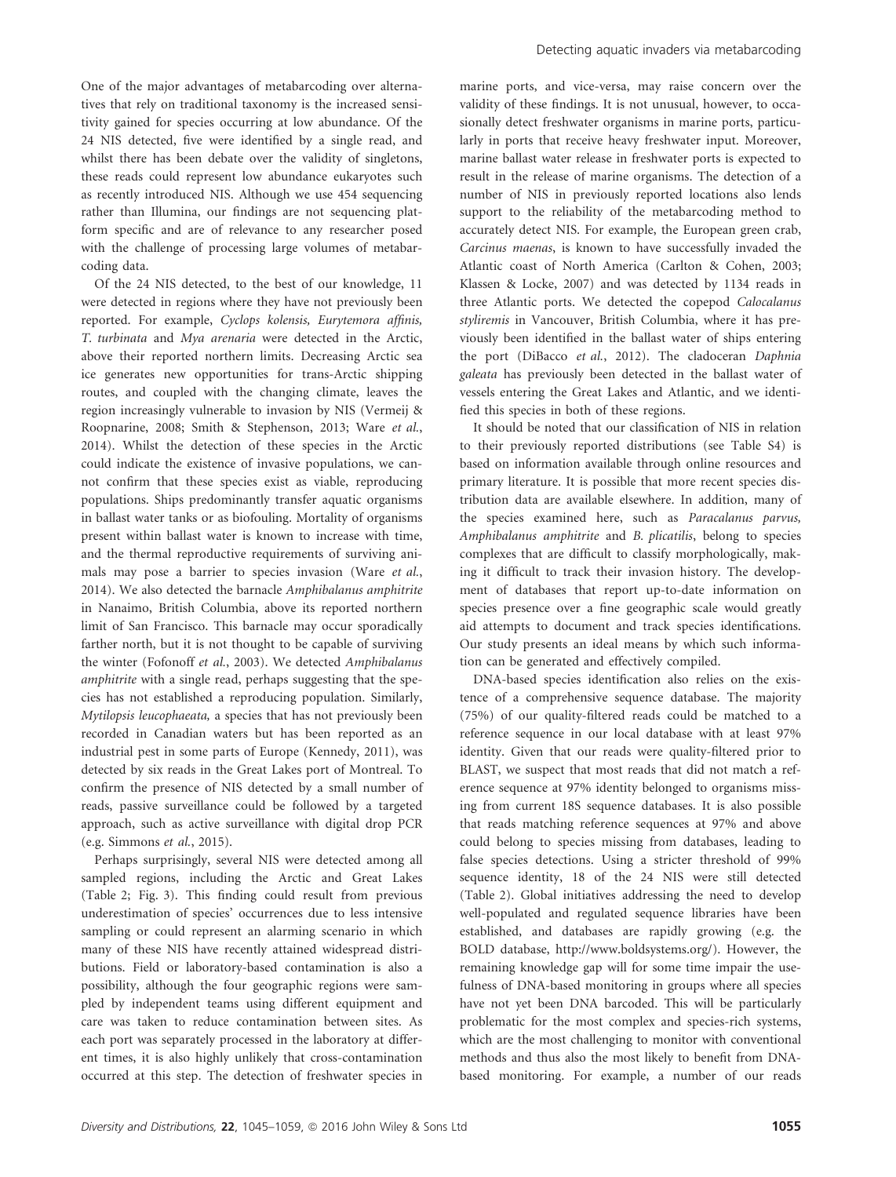One of the major advantages of metabarcoding over alternatives that rely on traditional taxonomy is the increased sensitivity gained for species occurring at low abundance. Of the 24 NIS detected, five were identified by a single read, and whilst there has been debate over the validity of singletons, these reads could represent low abundance eukaryotes such as recently introduced NIS. Although we use 454 sequencing rather than Illumina, our findings are not sequencing platform specific and are of relevance to any researcher posed with the challenge of processing large volumes of metabarcoding data.

Of the 24 NIS detected, to the best of our knowledge, 11 were detected in regions where they have not previously been reported. For example, *Cyclops kolensis, Eurytemora affinis, T. turbinata* and *Mya arenaria* were detected in the Arctic, above their reported northern limits. Decreasing Arctic sea ice generates new opportunities for trans-Arctic shipping routes, and coupled with the changing climate, leaves the region increasingly vulnerable to invasion by NIS (Vermeij & Roopnarine, 2008; Smith & Stephenson, 2013; Ware *et al.*, 2014). Whilst the detection of these species in the Arctic could indicate the existence of invasive populations, we cannot confirm that these species exist as viable, reproducing populations. Ships predominantly transfer aquatic organisms in ballast water tanks or as biofouling. Mortality of organisms present within ballast water is known to increase with time, and the thermal reproductive requirements of surviving animals may pose a barrier to species invasion (Ware *et al.*, 2014). We also detected the barnacle *Amphibalanus amphitrite* in Nanaimo, British Columbia, above its reported northern limit of San Francisco. This barnacle may occur sporadically farther north, but it is not thought to be capable of surviving the winter (Fofonoff *et al.*, 2003). We detected *Amphibalanus amphitrite* with a single read, perhaps suggesting that the species has not established a reproducing population. Similarly, *Mytilopsis leucophaeata,* a species that has not previously been recorded in Canadian waters but has been reported as an industrial pest in some parts of Europe (Kennedy, 2011), was detected by six reads in the Great Lakes port of Montreal. To confirm the presence of NIS detected by a small number of reads, passive surveillance could be followed by a targeted approach, such as active surveillance with digital drop PCR (e.g. Simmons *et al.*, 2015).

Perhaps surprisingly, several NIS were detected among all sampled regions, including the Arctic and Great Lakes (Table 2; Fig. 3). This finding could result from previous underestimation of species' occurrences due to less intensive sampling or could represent an alarming scenario in which many of these NIS have recently attained widespread distributions. Field or laboratory-based contamination is also a possibility, although the four geographic regions were sampled by independent teams using different equipment and care was taken to reduce contamination between sites. As each port was separately processed in the laboratory at different times, it is also highly unlikely that cross-contamination occurred at this step. The detection of freshwater species in marine ports, and vice-versa, may raise concern over the validity of these findings. It is not unusual, however, to occasionally detect freshwater organisms in marine ports, particularly in ports that receive heavy freshwater input. Moreover, marine ballast water release in freshwater ports is expected to result in the release of marine organisms. The detection of a number of NIS in previously reported locations also lends support to the reliability of the metabarcoding method to accurately detect NIS. For example, the European green crab, *Carcinus maenas*, is known to have successfully invaded the Atlantic coast of North America (Carlton & Cohen, 2003; Klassen & Locke, 2007) and was detected by 1134 reads in three Atlantic ports. We detected the copepod *Calocalanus styliremis* in Vancouver, British Columbia, where it has previously been identified in the ballast water of ships entering the port (DiBacco *et al.*, 2012). The cladoceran *Daphnia galeata* has previously been detected in the ballast water of vessels entering the Great Lakes and Atlantic, and we identified this species in both of these regions.

It should be noted that our classification of NIS in relation to their previously reported distributions (see Table S4) is based on information available through online resources and primary literature. It is possible that more recent species distribution data are available elsewhere. In addition, many of the species examined here, such as *Paracalanus parvus, Amphibalanus amphitrite* and *B. plicatilis*, belong to species complexes that are difficult to classify morphologically, making it difficult to track their invasion history. The development of databases that report up-to-date information on species presence over a fine geographic scale would greatly aid attempts to document and track species identifications. Our study presents an ideal means by which such information can be generated and effectively compiled.

DNA-based species identification also relies on the existence of a comprehensive sequence database. The majority (75%) of our quality-filtered reads could be matched to a reference sequence in our local database with at least 97% identity. Given that our reads were quality-filtered prior to BLAST, we suspect that most reads that did not match a reference sequence at 97% identity belonged to organisms missing from current 18S sequence databases. It is also possible that reads matching reference sequences at 97% and above could belong to species missing from databases, leading to false species detections. Using a stricter threshold of 99% sequence identity, 18 of the 24 NIS were still detected (Table 2). Global initiatives addressing the need to develop well-populated and regulated sequence libraries have been established, and databases are rapidly growing (e.g. the BOLD database, http://www.boldsystems.org/). However, the remaining knowledge gap will for some time impair the usefulness of DNA-based monitoring in groups where all species have not yet been DNA barcoded. This will be particularly problematic for the most complex and species-rich systems, which are the most challenging to monitor with conventional methods and thus also the most likely to benefit from DNA-based monitoring. For example, a number of our reads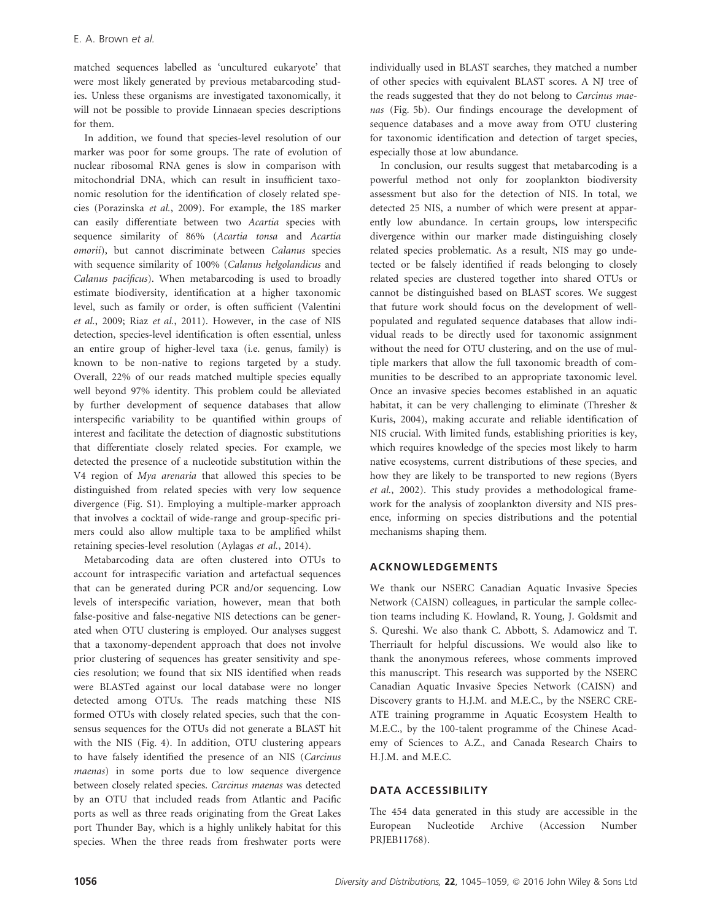matched sequences labelled as 'uncultured eukaryote' that were most likely generated by previous metabarcoding studies. Unless these organisms are investigated taxonomically, it will not be possible to provide Linnaean species descriptions for them.

In addition, we found that species-level resolution of our marker was poor for some groups. The rate of evolution of nuclear ribosomal RNA genes is slow in comparison with mitochondrial DNA, which can result in insufficient taxonomic resolution for the identification of closely related species (Porazinska *et al.*, 2009). For example, the 18S marker can easily differentiate between two *Acartia* species with sequence similarity of 86% (*Acartia tonsa* and *Acartia omorii*), but cannot discriminate between *Calanus* species with sequence similarity of 100% (*Calanus helgolandicus* and *Calanus pacificus*). When metabarcoding is used to broadly estimate biodiversity, identification at a higher taxonomic level, such as family or order, is often sufficient (Valentini *et al.*, 2009; Riaz *et al.*, 2011). However, in the case of NIS detection, species-level identification is often essential, unless an entire group of higher-level taxa (i.e. genus, family) is known to be non-native to regions targeted by a study. Overall, 22% of our reads matched multiple species equally well beyond 97% identity. This problem could be alleviated by further development of sequence databases that allow interspecific variability to be quantified within groups of interest and facilitate the detection of diagnostic substitutions that differentiate closely related species. For example, we detected the presence of a nucleotide substitution within the V4 region of *Mya arenaria* that allowed this species to be distinguished from related species with very low sequence divergence (Fig. S1). Employing a multiple-marker approach that involves a cocktail of wide-range and group-specific primers could also allow multiple taxa to be amplified whilst retaining species-level resolution (Aylagas *et al.*, 2014).

Metabarcoding data are often clustered into OTUs to account for intraspecific variation and artefactual sequences that can be generated during PCR and/or sequencing. Low levels of interspecific variation, however, mean that both false-positive and false-negative NIS detections can be generated when OTU clustering is employed. Our analyses suggest that a taxonomy-dependent approach that does not involve prior clustering of sequences has greater sensitivity and species resolution; we found that six NIS identified when reads were BLASTed against our local database were no longer detected among OTUs. The reads matching these NIS formed OTUs with closely related species, such that the consensus sequences for the OTUs did not generate a BLAST hit with the NIS (Fig. 4). In addition, OTU clustering appears to have falsely identified the presence of an NIS (*Carcinus maenas*) in some ports due to low sequence divergence between closely related species. *Carcinus maenas* was detected by an OTU that included reads from Atlantic and Pacific ports as well as three reads originating from the Great Lakes port Thunder Bay, which is a highly unlikely habitat for this species. When the three reads from freshwater ports were individually used in BLAST searches, they matched a number of other species with equivalent BLAST scores. A NJ tree of the reads suggested that they do not belong to *Carcinus maenas* (Fig. 5b). Our findings encourage the development of sequence databases and a move away from OTU clustering for taxonomic identification and detection of target species, especially those at low abundance.

In conclusion, our results suggest that metabarcoding is a powerful method not only for zooplankton biodiversity assessment but also for the detection of NIS. In total, we detected 25 NIS, a number of which were present at apparently low abundance. In certain groups, low interspecific divergence within our marker made distinguishing closely related species problematic. As a result, NIS may go undetected or be falsely identified if reads belonging to closely related species are clustered together into shared OTUs or cannot be distinguished based on BLAST scores. We suggest that future work should focus on the development of well-populated and regulated sequence databases that allow individual reads to be directly used for taxonomic assignment without the need for OTU clustering, and on the use of multiple markers that allow the full taxonomic breadth of communities to be described to an appropriate taxonomic level. Once an invasive species becomes established in an aquatic habitat, it can be very challenging to eliminate (Thresher & Kuris, 2004), making accurate and reliable identification of NIS crucial. With limited funds, establishing priorities is key, which requires knowledge of the species most likely to harm native ecosystems, current distributions of these species, and how they are likely to be transported to new regions (Byers *et al.*, 2002). This study provides a methodological framework for the analysis of zooplankton diversity and NIS presence, informing on species distributions and the potential mechanisms shaping them.

## ACKNOWLEDGEMENTS

We thank our NSERC Canadian Aquatic Invasive Species Network (CAISN) colleagues, in particular the sample collection teams including K. Howland, R. Young, J. Goldsmit and S. Qureshi. We also thank C. Abbott, S. Adamowicz and T. Therriault for helpful discussions. We would also like to thank the anonymous referees, whose comments improved this manuscript. This research was supported by the NSERC Canadian Aquatic Invasive Species Network (CAISN) and Discovery grants to H.J.M. and M.E.C., by the NSERC CREATE training programme in Aquatic Ecosystem Health to M.E.C., by the 100-talent programme of the Chinese Academy of Sciences to A.Z., and Canada Research Chairs to H.J.M. and M.E.C.

## DATA ACCESSIBILITY

The 454 data generated in this study are accessible in the European Nucleotide Archive (Accession Number PRJEB11768).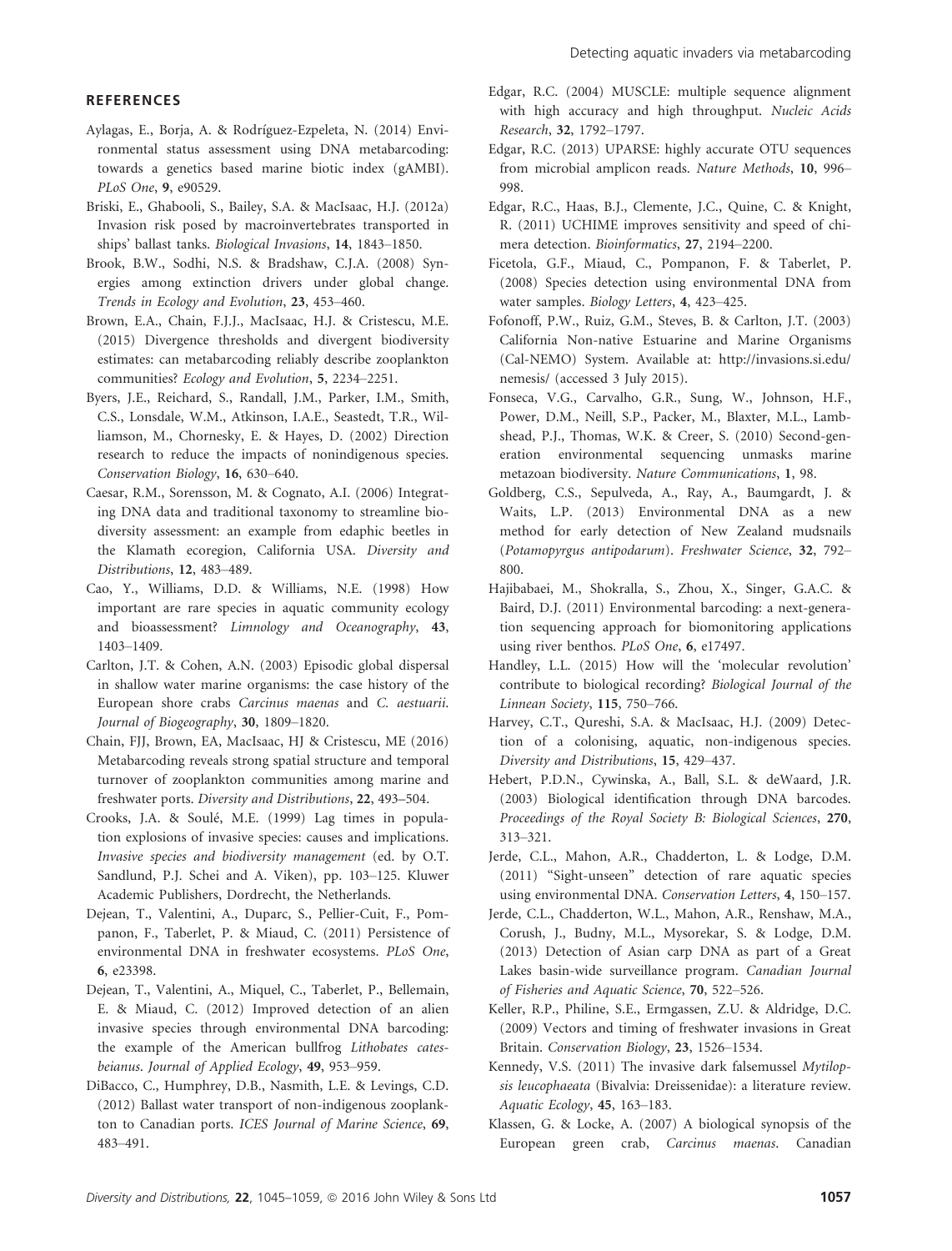## REFERENCES

Aylagas, E., Borja, A. & Rodríguez-Ezpeleta, N. (2014) Environmental status assessment using DNA metabarcoding: towards a genetics based marine biotic index (gAMBI). *PLoS One*, **9**, e90529.

Briski, E., Ghabooli, S., Bailey, S.A. & MacIsaac, H.J. (2012a) Invasion risk posed by macroinvertebrates transported in ships' ballast tanks. *Biological Invasions*, **14**, 1843–1850.

Brook, B.W., Sodhi, N.S. & Bradshaw, C.J.A. (2008) Synergies among extinction drivers under global change. *Trends in Ecology and Evolution*, **23**, 453–460.

Brown, E.A., Chain, F.J.J., MacIsaac, H.J. & Cristescu, M.E. (2015) Divergence thresholds and divergent biodiversity estimates: can metabarcoding reliably describe zooplankton communities? *Ecology and Evolution*, **5**, 2234–2251.

Byers, J.E., Reichard, S., Randall, J.M., Parker, I.M., Smith, C.S., Lonsdale, W.M., Atkinson, I.A.E., Seastedt, T.R., Williamson, M., Chornesky, E. & Hayes, D. (2002) Direction research to reduce the impacts of nonindigenous species. *Conservation Biology*, **16**, 630–640.

Caesar, R.M., Sorensson, M. & Cognato, A.I. (2006) Integrating DNA data and traditional taxonomy to streamline biodiversity assessment: an example from edaphic beetles in the Klamath ecoregion, California USA. *Diversity and Distributions*, **12**, 483–489.

Cao, Y., Williams, D.D. & Williams, N.E. (1998) How important are rare species in aquatic community ecology and bioassessment? *Limnology and Oceanography*, **43**, 1403–1409.

Carlton, J.T. & Cohen, A.N. (2003) Episodic global dispersal in shallow water marine organisms: the case history of the European shore crabs *Carcinus maenas* and *C. aestuarii*. *Journal of Biogeography*, **30**, 1809–1820.

Chain, FJJ, Brown, EA, MacIsaac, HJ & Cristescu, ME (2016) Metabarcoding reveals strong spatial structure and temporal turnover of zooplankton communities among marine and freshwater ports. *Diversity and Distributions*, **22**, 493–504.

Crooks, J.A. & Soulé, M.E. (1999) Lag times in population explosions of invasive species: causes and implications. *Invasive species and biodiversity management* (ed. by O.T. Sandlund, P.J. Schei and A. Viken), pp. 103–125. Kluwer Academic Publishers, Dordrecht, the Netherlands.

Dejean, T., Valentini, A., Duparc, S., Pellier-Cuit, F., Pompanon, F., Taberlet, P. & Miaud, C. (2011) Persistence of environmental DNA in freshwater ecosystems. *PLoS One*, **6**, e23398.

Dejean, T., Valentini, A., Miquel, C., Taberlet, P., Bellemain, E. & Miaud, C. (2012) Improved detection of an alien invasive species through environmental DNA barcoding: the example of the American bullfrog *Lithobates catesbeianus*. *Journal of Applied Ecology*, **49**, 953–959.

DiBacco, C., Humphrey, D.B., Nasmith, L.E. & Levings, C.D. (2012) Ballast water transport of non-indigenous zooplankton to Canadian ports. *ICES Journal of Marine Science*, **69**, 483–491.

Edgar, R.C. (2004) MUSCLE: multiple sequence alignment with high accuracy and high throughput. *Nucleic Acids Research*, **32**, 1792–1797.

Edgar, R.C. (2013) UPARSE: highly accurate OTU sequences from microbial amplicon reads. *Nature Methods*, **10**, 996–998.

Edgar, R.C., Haas, B.J., Clemente, J.C., Quine, C. & Knight, R. (2011) UCHIME improves sensitivity and speed of chimera detection. *Bioinformatics*, **27**, 2194–2200.

Ficetola, G.F., Miaud, C., Pompanon, F. & Taberlet, P. (2008) Species detection using environmental DNA from water samples. *Biology Letters*, **4**, 423–425.

Fofonoff, P.W., Ruiz, G.M., Steves, B. & Carlton, J.T. (2003) California Non-native Estuarine and Marine Organisms (Cal-NEMO) System. Available at: http://invasions.si.edu/nemesis/ (accessed 3 July 2015).

Fonseca, V.G., Carvalho, G.R., Sung, W., Johnson, H.F., Power, D.M., Neill, S.P., Packer, M., Blaxter, M.L., Lambshead, P.J., Thomas, W.K. & Creer, S. (2010) Second-generation environmental sequencing unmasks marine metazoan biodiversity. *Nature Communications*, **1**, 98.

Goldberg, C.S., Sepulveda, A., Ray, A., Baumgardt, J. & Waits, L.P. (2013) Environmental DNA as a new method for early detection of New Zealand mudsnails (*Potamopyrgus antipodarum*). *Freshwater Science*, **32**, 792–800.

Hajibabaei, M., Shokralla, S., Zhou, X., Singer, G.A.C. & Baird, D.J. (2011) Environmental barcoding: a next-generation sequencing approach for biomonitoring applications using river benthos. *PLoS One*, **6**, e17497.

Handley, L.L. (2015) How will the 'molecular revolution' contribute to biological recording? *Biological Journal of the Linnean Society*, **115**, 750–766.

Harvey, C.T., Qureshi, S.A. & MacIsaac, H.J. (2009) Detection of a colonising, aquatic, non-indigenous species. *Diversity and Distributions*, **15**, 429–437.

Hebert, P.D.N., Cywinska, A., Ball, S.L. & deWaard, J.R. (2003) Biological identification through DNA barcodes. *Proceedings of the Royal Society B: Biological Sciences*, **270**, 313–321.

Jerde, C.L., Mahon, A.R., Chadderton, L. & Lodge, D.M. (2011) "Sight-unseen" detection of rare aquatic species using environmental DNA. *Conservation Letters*, **4**, 150–157.

Jerde, C.L., Chadderton, W.L., Mahon, A.R., Renshaw, M.A., Corush, J., Budny, M.L., Mysorekar, S. & Lodge, D.M. (2013) Detection of Asian carp DNA as part of a Great Lakes basin-wide surveillance program. *Canadian Journal of Fisheries and Aquatic Science*, **70**, 522–526.

Keller, R.P., Philine, S.E., Ermgassen, Z.U. & Aldridge, D.C. (2009) Vectors and timing of freshwater invasions in Great Britain. *Conservation Biology*, **23**, 1526–1534.

Kennedy, V.S. (2011) The invasive dark falsemussel *Mytilopsis leucophaeata* (Bivalvia: Dreissenidae): a literature review. *Aquatic Ecology*, **45**, 163–183.

Klassen, G. & Locke, A. (2007) A biological synopsis of the European green crab, *Carcinus maenas*. Canadian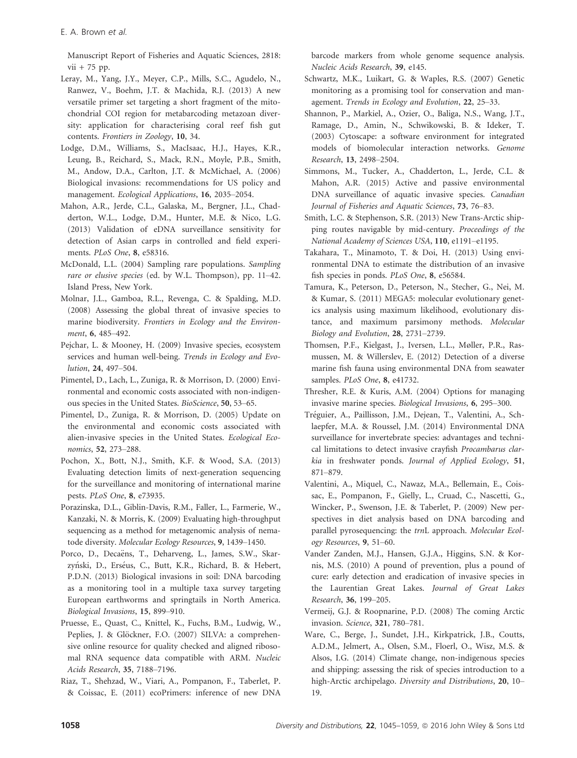Manuscript Report of Fisheries and Aquatic Sciences, 2818: vii + 75 pp.

Leray, M., Yang, J.Y., Meyer, C.P., Mills, S.C., Agudelo, N., Ranwez, V., Boehm, J.T. & Machida, R.J. (2013) A new versatile primer set targeting a short fragment of the mitochondrial COI region for metabarcoding metazoan diversity: application for characterising coral reef fish gut contents. *Frontiers in Zoology*, **10**, 34.

Lodge, D.M., Williams, S., MacIsaac, H.J., Hayes, K.R., Leung, B., Reichard, S., Mack, R.N., Moyle, P.B., Smith, M., Andow, D.A., Carlton, J.T. & McMichael, A. (2006) Biological invasions: recommendations for US policy and management. *Ecological Applications*, **16**, 2035–2054.

Mahon, A.R., Jerde, C.L., Galaska, M., Bergner, J.L., Chadderton, W.L., Lodge, D.M., Hunter, M.E. & Nico, L.G. (2013) Validation of eDNA surveillance sensitivity for detection of Asian carps in controlled and field experiments. *PLoS One*, **8**, e58316.

McDonald, L.L. (2004) Sampling rare populations. *Sampling rare or elusive species* (ed. by W.L. Thompson), pp. 11–42. Island Press, New York.

Molnar, J.L., Gamboa, R.L., Revenga, C. & Spalding, M.D. (2008) Assessing the global threat of invasive species to marine biodiversity. *Frontiers in Ecology and the Environment*, **6**, 485–492.

Pejchar, L. & Mooney, H. (2009) Invasive species, ecosystem services and human well-being. *Trends in Ecology and Evolution*, **24**, 497–504.

Pimentel, D., Lach, L., Zuniga, R. & Morrison, D. (2000) Environmental and economic costs associated with non-indigenous species in the United States. *BioScience*, **50**, 53–65.

Pimentel, D., Zuniga, R. & Morrison, D. (2005) Update on the environmental and economic costs associated with alien-invasive species in the United States. *Ecological Economics*, **52**, 273–288.

Pochon, X., Bott, N.J., Smith, K.F. & Wood, S.A. (2013) Evaluating detection limits of next-generation sequencing for the surveillance and monitoring of international marine pests. *PLoS One*, **8**, e73935.

Porazinska, D.L., Giblin-Davis, R.M., Faller, L., Farmerie, W., Kanzaki, N. & Morris, K. (2009) Evaluating high-throughput sequencing as a method for metagenomic analysis of nematode diversity. *Molecular Ecology Resources*, **9**, 1439–1450.

Porco, D., Decaëns, T., Deharveng, L., James, S.W., Skarzyński, D., Erséus, C., Butt, K.R., Richard, B. & Hebert, P.D.N. (2013) Biological invasions in soil: DNA barcoding as a monitoring tool in a multiple taxa survey targeting European earthworms and springtails in North America. *Biological Invasions*, **15**, 899–910.

Pruesse, E., Quast, C., Knittel, K., Fuchs, B.M., Ludwig, W., Peplies, J. & Glöckner, F.O. (2007) SILVA: a comprehensive online resource for quality checked and aligned ribosomal RNA sequence data compatible with ARM. *Nucleic Acids Research*, **35**, 7188–7196.

Riaz, T., Shehzad, W., Viari, A., Pompanon, F., Taberlet, P. & Coissac, E. (2011) ecoPrimers: inference of new DNA barcode markers from whole genome sequence analysis. *Nucleic Acids Research*, **39**, e145.

Schwartz, M.K., Luikart, G. & Waples, R.S. (2007) Genetic monitoring as a promising tool for conservation and management. *Trends in Ecology and Evolution*, **22**, 25–33.

Shannon, P., Markiel, A., Ozier, O., Baliga, N.S., Wang, J.T., Ramage, D., Amin, N., Schwikowski, B. & Ideker, T. (2003) Cytoscape: a software environment for integrated models of biomolecular interaction networks. *Genome Research*, **13**, 2498–2504.

Simmons, M., Tucker, A., Chadderton, L., Jerde, C.L. & Mahon, A.R. (2015) Active and passive environmental DNA surveillance of aquatic invasive species. *Canadian Journal of Fisheries and Aquatic Sciences*, **73**, 76–83.

Smith, L.C. & Stephenson, S.R. (2013) New Trans-Arctic shipping routes navigable by mid-century. *Proceedings of the National Academy of Sciences USA*, **110**, e1191–e1195.

Takahara, T., Minamoto, T. & Doi, H. (2013) Using environmental DNA to estimate the distribution of an invasive fish species in ponds. *PLoS One*, **8**, e56584.

Tamura, K., Peterson, D., Peterson, N., Stecher, G., Nei, M. & Kumar, S. (2011) MEGA5: molecular evolutionary genetics analysis using maximum likelihood, evolutionary distance, and maximum parsimony methods. *Molecular Biology and Evolution*, **28**, 2731–2739.

Thomsen, P.F., Kielgast, J., Iversen, L.L., Møller, P.R., Rasmussen, M. & Willerslev, E. (2012) Detection of a diverse marine fish fauna using environmental DNA from seawater samples. *PLoS One*, **8**, e41732.

Thresher, R.E. & Kuris, A.M. (2004) Options for managing invasive marine species. *Biological Invasions*, **6**, 295–300.

Tréguier, A., Paillisson, J.M., Dejean, T., Valentini, A., Schlaepfer, M.A. & Roussel, J.M. (2014) Environmental DNA surveillance for invertebrate species: advantages and technical limitations to detect invasive crayfish *Procambarus clarkia* in freshwater ponds. *Journal of Applied Ecology*, **51**, 871–879.

Valentini, A., Miquel, C., Nawaz, M.A., Bellemain, E., Coissac, E., Pompanon, F., Gielly, L., Cruad, C., Nascetti, G., Wincker, P., Swenson, J.E. & Taberlet, P. (2009) New perspectives in diet analysis based on DNA barcoding and parallel pyrosequencing: the *trn*L approach. *Molecular Ecology Resources*, **9**, 51–60.

Vander Zanden, M.J., Hansen, G.J.A., Higgins, S.N. & Kornis, M.S. (2010) A pound of prevention, plus a pound of cure: early detection and eradication of invasive species in the Laurentian Great Lakes. *Journal of Great Lakes Research*, **36**, 199–205.

Vermeij, G.J. & Roopnarine, P.D. (2008) The coming Arctic invasion. *Science*, **321**, 780–781.

Ware, C., Berge, J., Sundet, J.H., Kirkpatrick, J.B., Coutts, A.D.M., Jelmert, A., Olsen, S.M., Floerl, O., Wisz, M.S. & Alsos, I.G. (2014) Climate change, non-indigenous species and shipping: assessing the risk of species introduction to a high-Arctic archipelago. *Diversity and Distributions*, **20**, 10–19.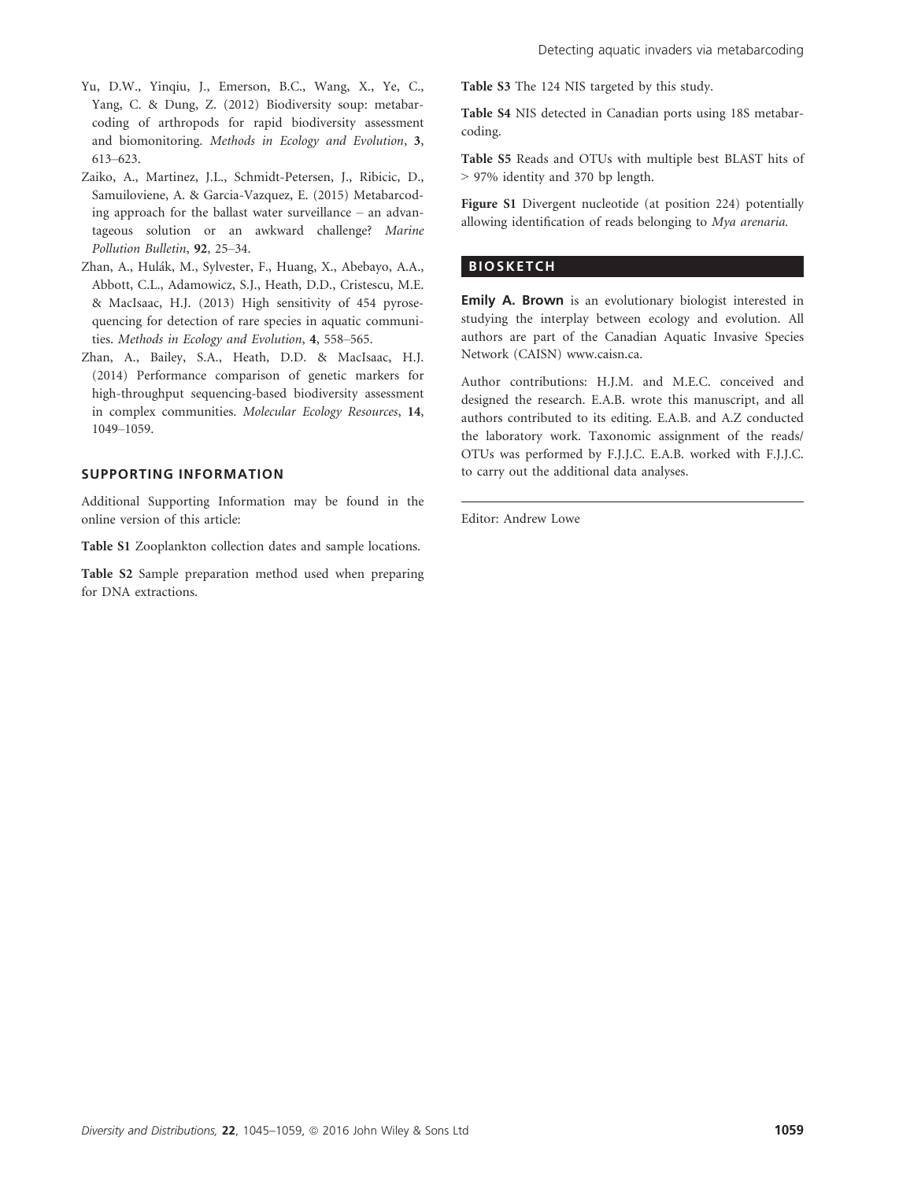Yu, D.W., Yinqiu, J., Emerson, B.C., Wang, X., Ye, C., Yang, C. & Dung, Z. (2012) Biodiversity soup: metabarcoding of arthropods for rapid biodiversity assessment and biomonitoring. *Methods in Ecology and Evolution*, **3**, 613–623.

Zaiko, A., Martinez, J.L., Schmidt-Petersen, J., Ribicic, D., Samuiloviene, A. & Garcia-Vazquez, E. (2015) Metabarcoding approach for the ballast water surveillance – an advantageous solution or an awkward challenge? *Marine Pollution Bulletin*, **92**, 25–34.

Zhan, A., Hulák, M., Sylvester, F., Huang, X., Abebayo, A.A., Abbott, C.L., Adamowicz, S.J., Heath, D.D., Cristescu, M.E. & MacIsaac, H.J. (2013) High sensitivity of 454 pyrosequencing for detection of rare species in aquatic communities. *Methods in Ecology and Evolution*, **4**, 558–565.

Zhan, A., Bailey, S.A., Heath, D.D. & MacIsaac, H.J. (2014) Performance comparison of genetic markers for high-throughput sequencing-based biodiversity assessment in complex communities. *Molecular Ecology Resources*, **14**, 1049–1059.

## SUPPORTING INFORMATION

Additional Supporting Information may be found in the online version of this article:

**Table S1** Zooplankton collection dates and sample locations.

**Table S2** Sample preparation method used when preparing for DNA extractions.

**Table S3** The 124 NIS targeted by this study.

**Table S4** NIS detected in Canadian ports using 18S metabarcoding.

**Table S5** Reads and OTUs with multiple best BLAST hits of > 97% identity and 370 bp length.

**Figure S1** Divergent nucleotide (at position 224) potentially allowing identification of reads belonging to *Mya arenaria*.

## BIOSKETCH

**Emily A. Brown** is an evolutionary biologist interested in studying the interplay between ecology and evolution. All authors are part of the Canadian Aquatic Invasive Species Network (CAISN) www.caisn.ca.

Author contributions: H.J.M. and M.E.C. conceived and designed the research. E.A.B. wrote this manuscript, and all authors contributed to its editing. E.A.B. and A.Z conducted the laboratory work. Taxonomic assignment of the reads/OTUs was performed by F.J.J.C. E.A.B. worked with F.J.J.C. to carry out the additional data analyses.

Editor: Andrew Lowe